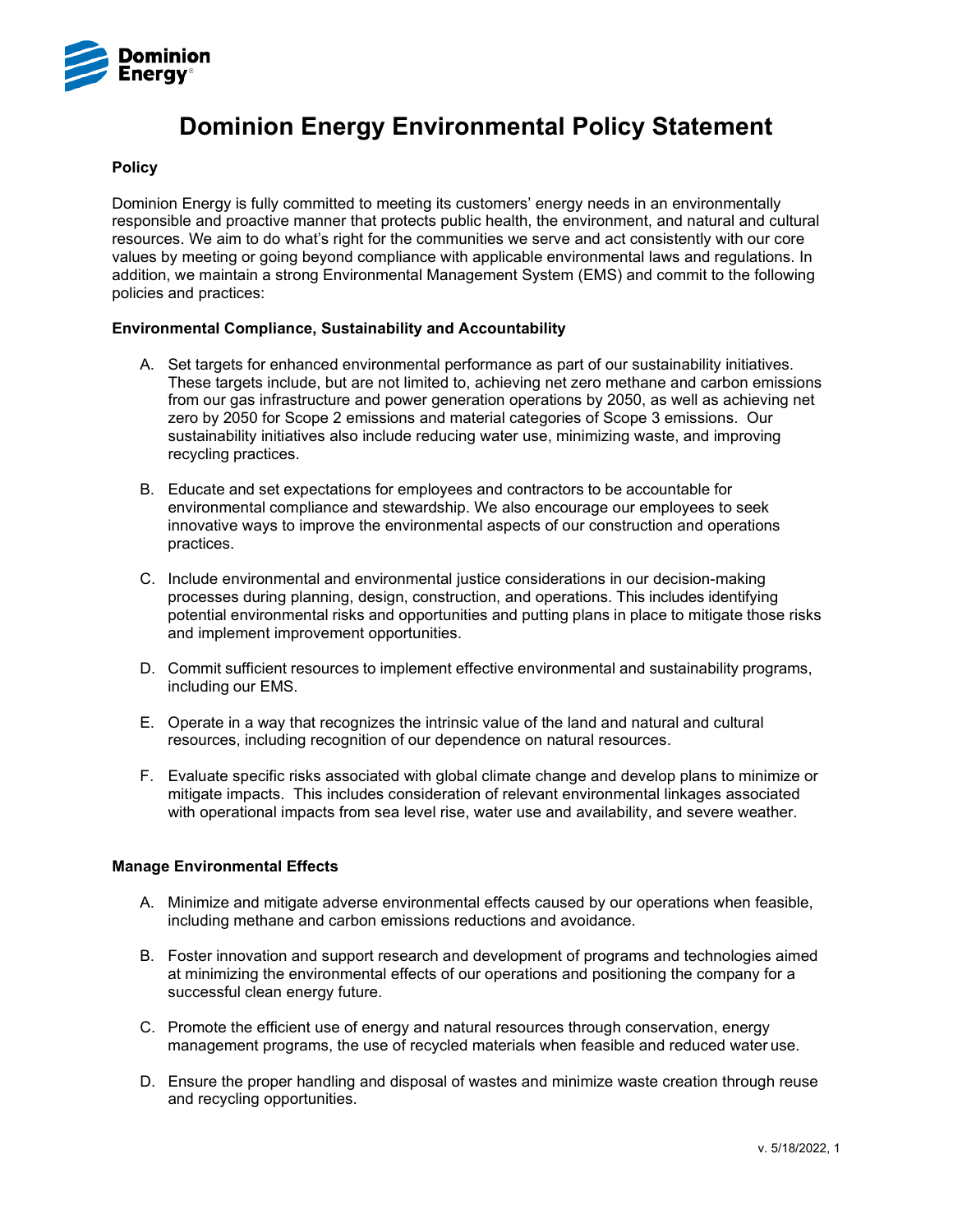# Dominion Energy Environmental Policy Statement

## Policy

Dominion Energy is fully committed to meeting its customers' energy needs in an environmentally responsible and proactive manner that protects public health, the environment, and natural and cultural resources. We aim to do what's right for the communities we serve and act consistently with our core values by meeting or going beyond compliance with applicable environmental laws and regulations. In addition, we maintain a strong Environmental Management System (EMS) and commit to the following policies and practices:

## Environmental Compliance, Sustainability and Accountability

A. Set targets for enhanced environmental performance as part of our sustainability initiatives. These targets include, but are not limited to, achieving net zero methane and carbon emissions from our gas infrastructure and power generation operations by 2050, as well as achieving net zero by 2050 for Scope 2 emissions and material categories of Scope 3 emissions. Our sustainability initiatives also include reducing water use, minimizing waste, and improving recycling practices.

B. Educate and set expectations for employees and contractors to be accountable for environmental compliance and stewardship. We also encourage our employees to seek innovative ways to improve the environmental aspects of our construction and operations practices.

C. Include environmental and environmental justice considerations in our decision-making processes during planning, design, construction, and operations. This includes identifying potential environmental risks and opportunities and putting plans in place to mitigate those risks and implement improvement opportunities.

D. Commit sufficient resources to implement effective environmental and sustainability programs, including our EMS.

E. Operate in a way that recognizes the intrinsic value of the land and natural and cultural resources, including recognition of our dependence on natural resources.

F. Evaluate specific risks associated with global climate change and develop plans to minimize or mitigate impacts. This includes consideration of relevant environmental linkages associated with operational impacts from sea level rise, water use and availability, and severe weather.

## Manage Environmental Effects

A. Minimize and mitigate adverse environmental effects caused by our operations when feasible, including methane and carbon emissions reductions and avoidance.

B. Foster innovation and support research and development of programs and technologies aimed at minimizing the environmental effects of our operations and positioning the company for a successful clean energy future.

C. Promote the efficient use of energy and natural resources through conservation, energy management programs, the use of recycled materials when feasible and reduced water use.

D. Ensure the proper handling and disposal of wastes and minimize waste creation through reuse and recycling opportunities.

v. 5/18/2022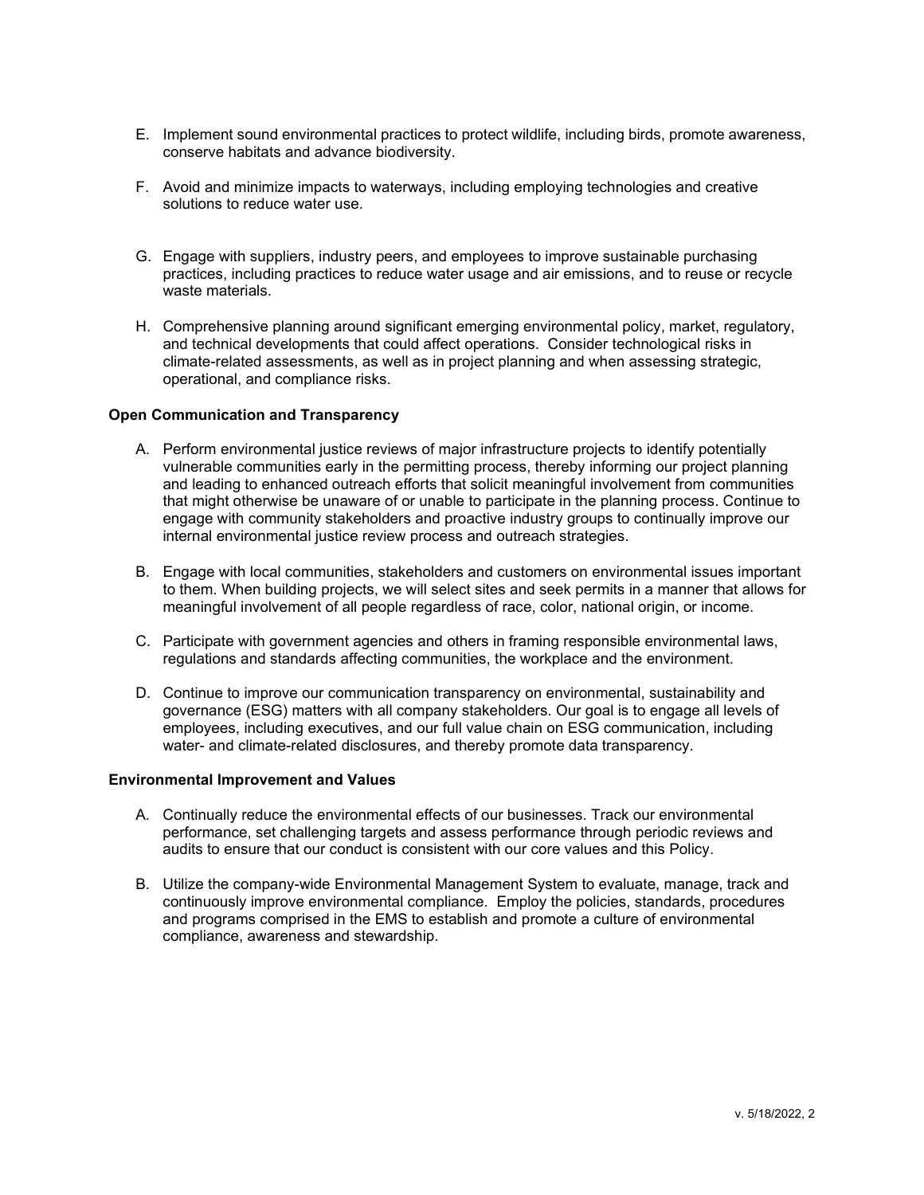E. Implement sound environmental practices to protect wildlife, including birds, promote awareness, conserve habitats and advance biodiversity.

F. Avoid and minimize impacts to waterways, including employing technologies and creative solutions to reduce water use.

G. Engage with suppliers, industry peers, and employees to improve sustainable purchasing practices, including practices to reduce water usage and air emissions, and to reuse or recycle waste materials.

H. Comprehensive planning around significant emerging environmental policy, market, regulatory, and technical developments that could affect operations. Consider technological risks in climate-related assessments, as well as in project planning and when assessing strategic, operational, and compliance risks.

**Open Communication and Transparency**

A. Perform environmental justice reviews of major infrastructure projects to identify potentially vulnerable communities early in the permitting process, thereby informing our project planning and leading to enhanced outreach efforts that solicit meaningful involvement from communities that might otherwise be unaware of or unable to participate in the planning process. Continue to engage with community stakeholders and proactive industry groups to continually improve our internal environmental justice review process and outreach strategies.

B. Engage with local communities, stakeholders and customers on environmental issues important to them. When building projects, we will select sites and seek permits in a manner that allows for meaningful involvement of all people regardless of race, color, national origin, or income.

C. Participate with government agencies and others in framing responsible environmental laws, regulations and standards affecting communities, the workplace and the environment.

D. Continue to improve our communication transparency on environmental, sustainability and governance (ESG) matters with all company stakeholders. Our goal is to engage all levels of employees, including executives, and our full value chain on ESG communication, including water- and climate-related disclosures, and thereby promote data transparency.

**Environmental Improvement and Values**

A. Continually reduce the environmental effects of our businesses. Track our environmental performance, set challenging targets and assess performance through periodic reviews and audits to ensure that our conduct is consistent with our core values and this Policy.

B. Utilize the company-wide Environmental Management System to evaluate, manage, track and continuously improve environmental compliance. Employ the policies, standards, procedures and programs comprised in the EMS to establish and promote a culture of environmental compliance, awareness and stewardship.